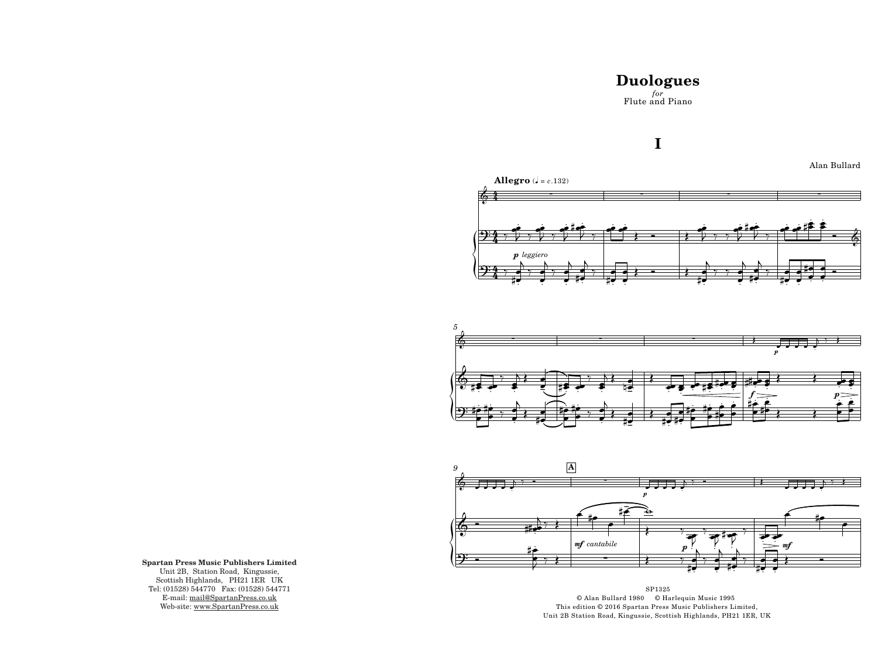# Duologues

*for*
Flute and Piano

## I

Alan Bullard

**Spartan Press Music Publishers Limited**
Unit 2B, Station Road, Kingussie,
Scottish Highlands, PH21 1ER UK
Tel: (01528) 544770 Fax: (01528) 544771
E-mail: mail@SpartanPress.co.uk
Web-site: www.SpartanPress.co.uk

SP1325
© Alan Bullard 1980 © Harlequin Music 1995
This edition © 2016 Spartan Press Music Publishers Limited,
Unit 2B Station Road, Kingussie, Scottish Highlands, PH21 1ER, UK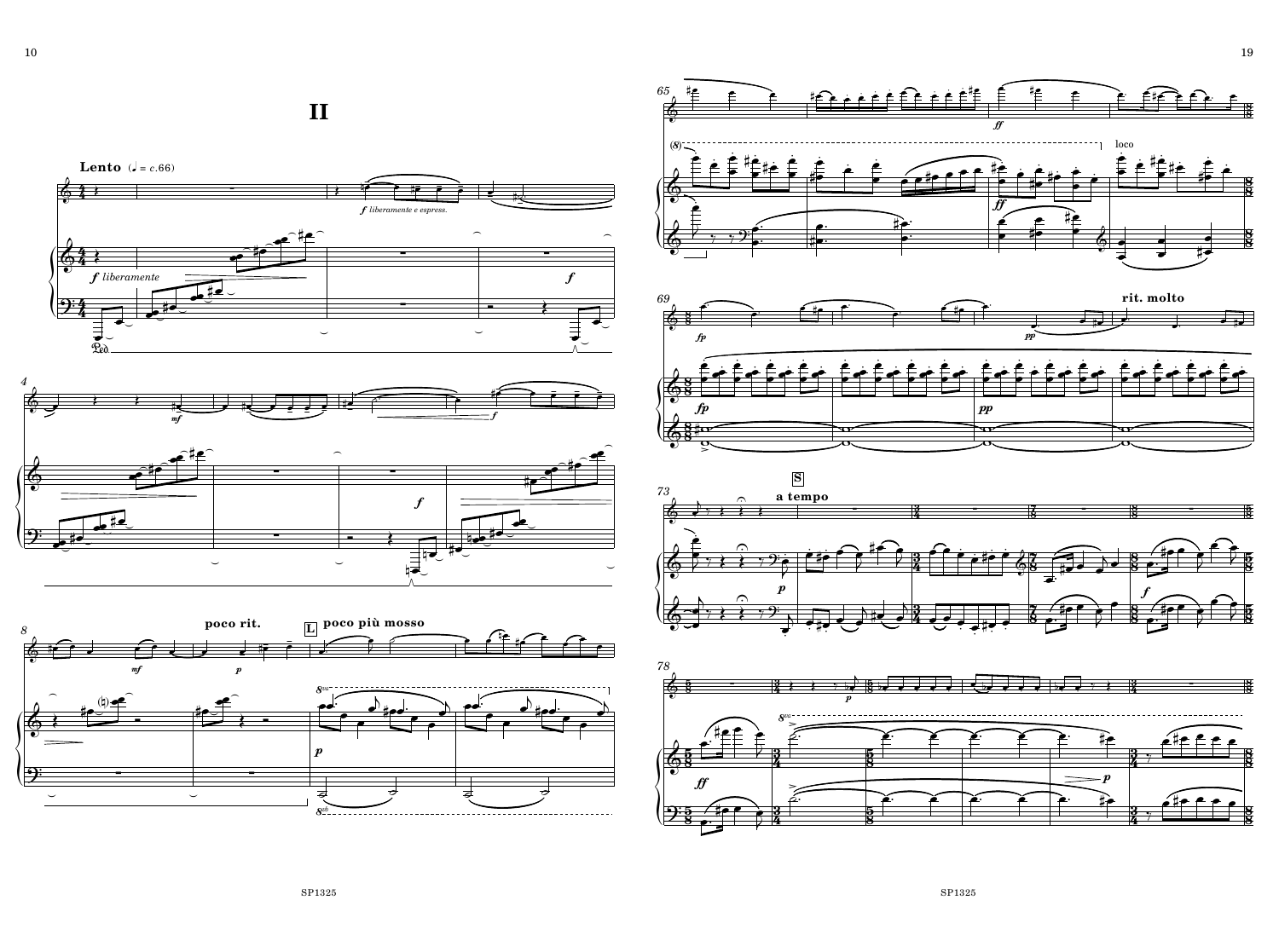# II

**Lento** (♩ = *c.*66)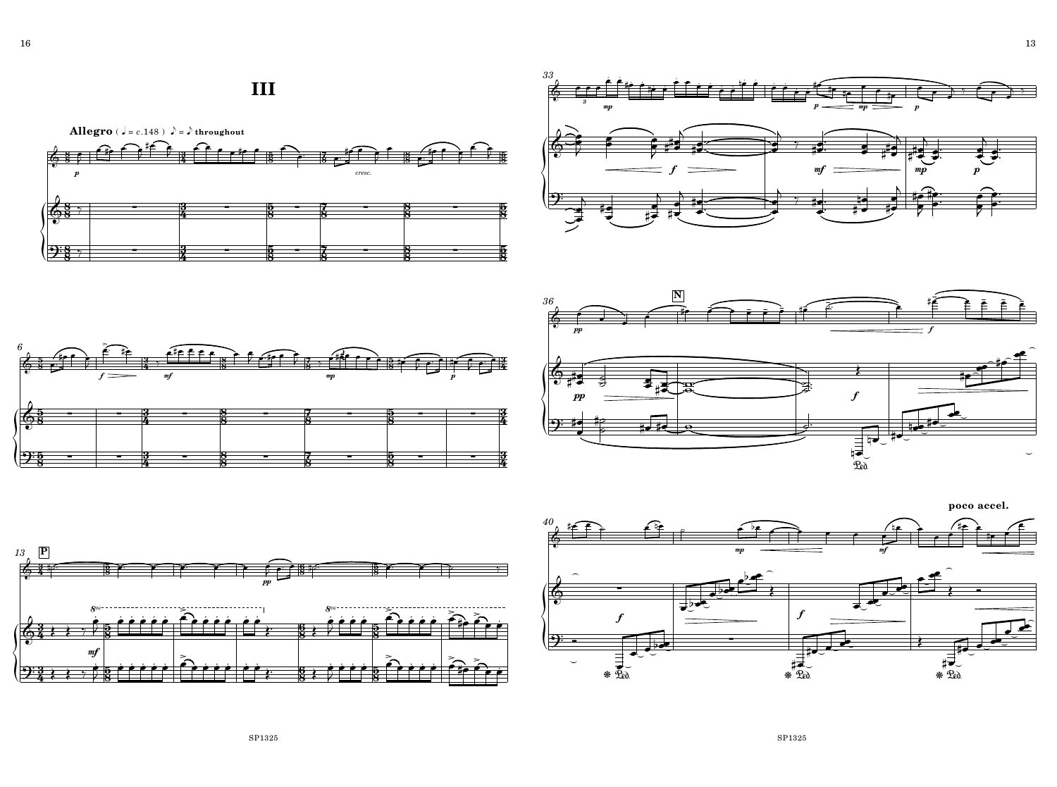# III

**Allegro** ( ♩ = c.148 ) ♪ = ♪ **throughout**

**poco accel.**